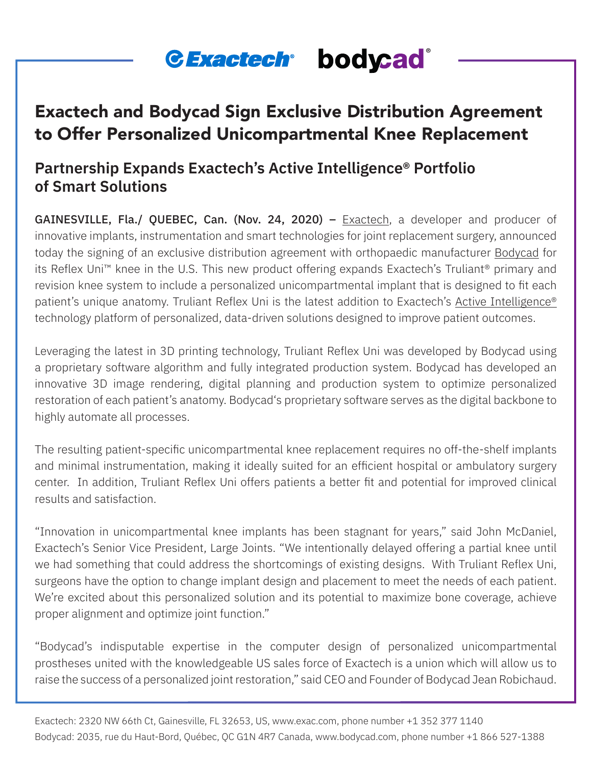Exactech bodycad

# Exactech and Bodycad Sign Exclusive Distribution Agreement to Offer Personalized Unicompartmental Knee Replacement

## Partnership Expands Exactech's Active Intelligence® Portfolio of Smart Solutions

**GAINESVILLE, Fla./ QUEBEC, Can. (Nov. 24, 2020) –** Exactech, a developer and producer of innovative implants, instrumentation and smart technologies for joint replacement surgery, announced today the signing of an exclusive distribution agreement with orthopaedic manufacturer Bodycad for its Reflex Uni™ knee in the U.S. This new product offering expands Exactech's Truliant® primary and revision knee system to include a personalized unicompartmental implant that is designed to fit each patient's unique anatomy. Truliant Reflex Uni is the latest addition to Exactech's Active Intelligence® technology platform of personalized, data-driven solutions designed to improve patient outcomes.

Leveraging the latest in 3D printing technology, Truliant Reflex Uni was developed by Bodycad using a proprietary software algorithm and fully integrated production system. Bodycad has developed an innovative 3D image rendering, digital planning and production system to optimize personalized restoration of each patient's anatomy. Bodycad's proprietary software serves as the digital backbone to highly automate all processes.

The resulting patient-specific unicompartmental knee replacement requires no off-the-shelf implants and minimal instrumentation, making it ideally suited for an efficient hospital or ambulatory surgery center. In addition, Truliant Reflex Uni offers patients a better fit and potential for improved clinical results and satisfaction.

"Innovation in unicompartmental knee implants has been stagnant for years," said John McDaniel, Exactech's Senior Vice President, Large Joints. "We intentionally delayed offering a partial knee until we had something that could address the shortcomings of existing designs. With Truliant Reflex Uni, surgeons have the option to change implant design and placement to meet the needs of each patient. We're excited about this personalized solution and its potential to maximize bone coverage, achieve proper alignment and optimize joint function."

"Bodycad's indisputable expertise in the computer design of personalized unicompartmental prostheses united with the knowledgeable US sales force of Exactech is a union which will allow us to raise the success of a personalized joint restoration," said CEO and Founder of Bodycad Jean Robichaud.

Exactech: 2320 NW 66th Ct, Gainesville, FL 32653, US, www.exac.com, phone number +1 352 377 1140
Bodycad: 2035, rue du Haut-Bord, Québec, QC G1N 4R7 Canada, www.bodycad.com, phone number +1 866 527-1388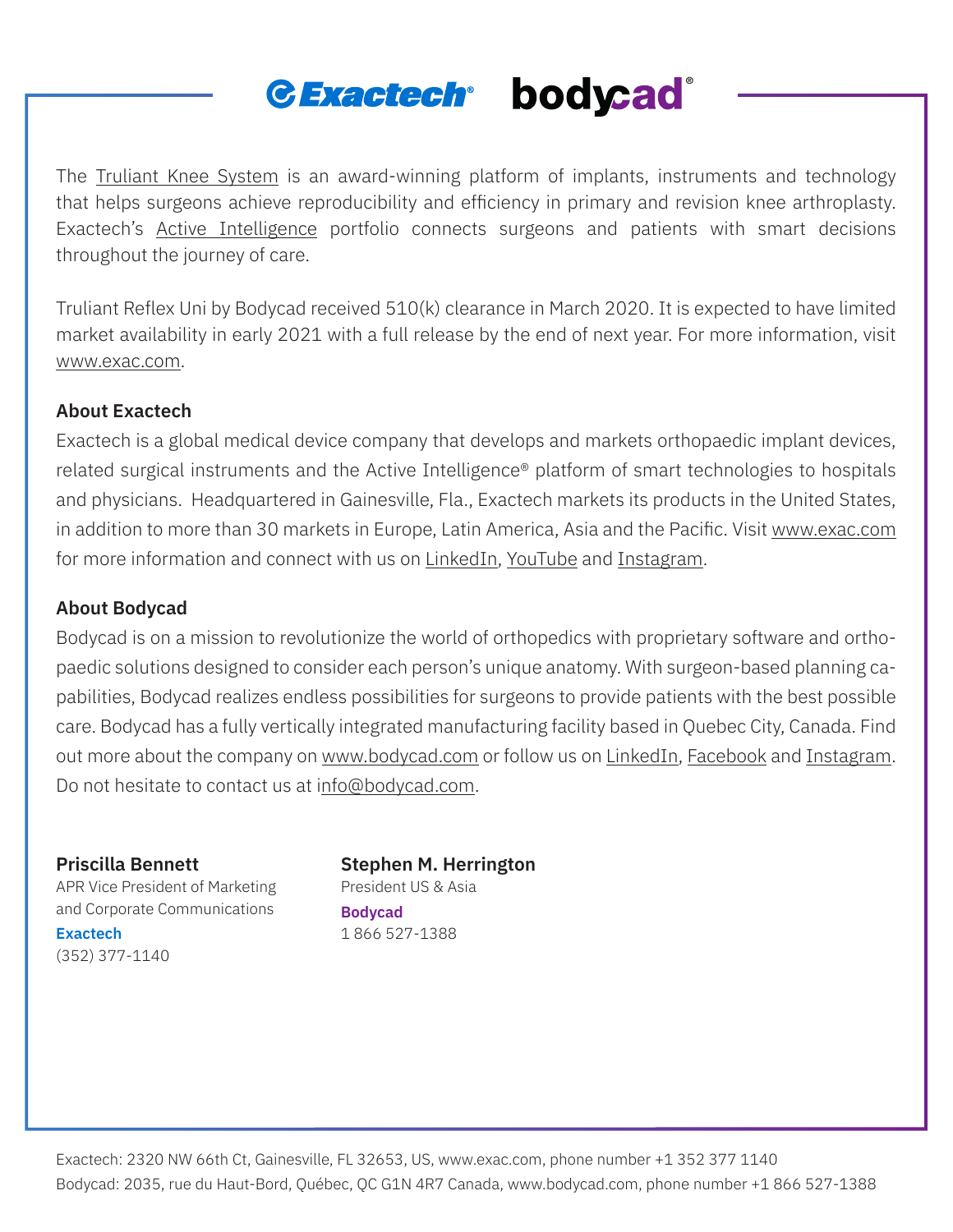The Truliant Knee System is an award-winning platform of implants, instruments and technology that helps surgeons achieve reproducibility and efficiency in primary and revision knee arthroplasty. Exactech's Active Intelligence portfolio connects surgeons and patients with smart decisions throughout the journey of care.

Truliant Reflex Uni by Bodycad received 510(k) clearance in March 2020. It is expected to have limited market availability in early 2021 with a full release by the end of next year. For more information, visit www.exac.com.

**About Exactech**

Exactech is a global medical device company that develops and markets orthopaedic implant devices, related surgical instruments and the Active Intelligence® platform of smart technologies to hospitals and physicians. Headquartered in Gainesville, Fla., Exactech markets its products in the United States, in addition to more than 30 markets in Europe, Latin America, Asia and the Pacific. Visit www.exac.com for more information and connect with us on LinkedIn, YouTube and Instagram.

**About Bodycad**

Bodycad is on a mission to revolutionize the world of orthopedics with proprietary software and orthopaedic solutions designed to consider each person's unique anatomy. With surgeon-based planning capabilities, Bodycad realizes endless possibilities for surgeons to provide patients with the best possible care. Bodycad has a fully vertically integrated manufacturing facility based in Quebec City, Canada. Find out more about the company on www.bodycad.com or follow us on LinkedIn, Facebook and Instagram. Do not hesitate to contact us at info@bodycad.com.

**Priscilla Bennett**
APR Vice President of Marketing and Corporate Communications
**Exactech**
(352) 377-1140

**Stephen M. Herrington**
President US & Asia
**Bodycad**
1 866 527-1388

Exactech: 2320 NW 66th Ct, Gainesville, FL 32653, US, www.exac.com, phone number +1 352 377 1140
Bodycad: 2035, rue du Haut-Bord, Québec, QC G1N 4R7 Canada, www.bodycad.com, phone number +1 866 527-1388